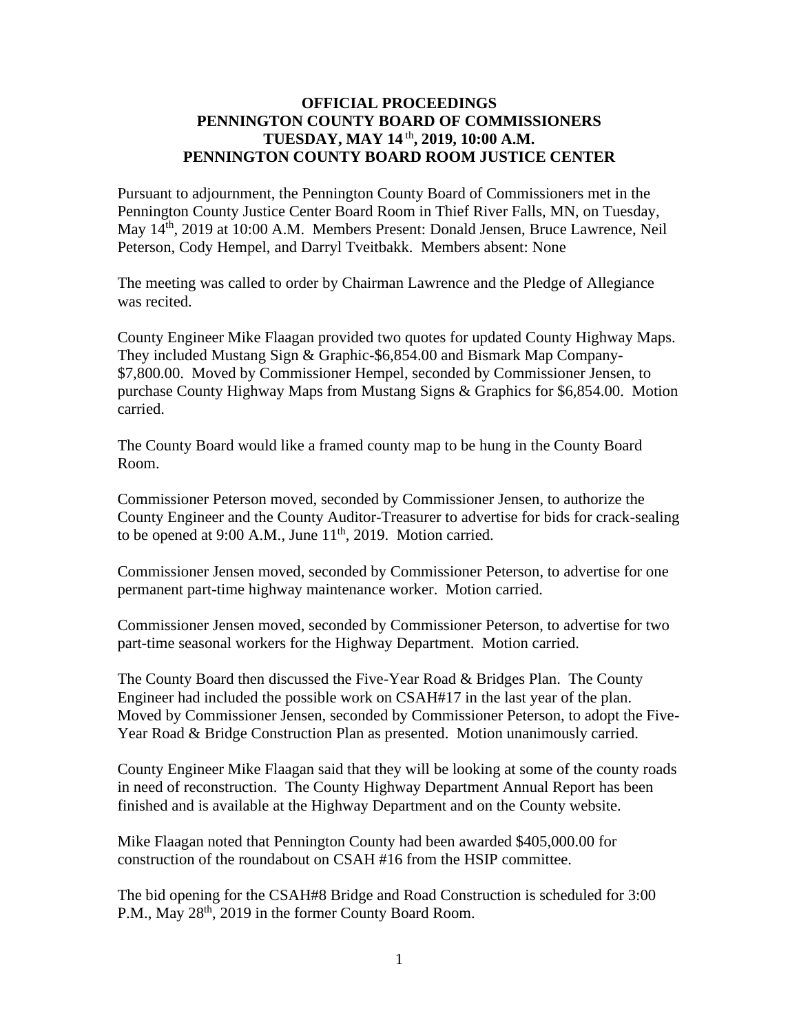# OFFICIAL PROCEEDINGS
# PENNINGTON COUNTY BOARD OF COMMISSIONERS
# TUESDAY, MAY 14th, 2019, 10:00 A.M.
# PENNINGTON COUNTY BOARD ROOM JUSTICE CENTER

Pursuant to adjournment, the Pennington County Board of Commissioners met in the Pennington County Justice Center Board Room in Thief River Falls, MN, on Tuesday, May 14th, 2019 at 10:00 A.M. Members Present: Donald Jensen, Bruce Lawrence, Neil Peterson, Cody Hempel, and Darryl Tveitbakk. Members absent: None

The meeting was called to order by Chairman Lawrence and the Pledge of Allegiance was recited.

County Engineer Mike Flaagan provided two quotes for updated County Highway Maps. They included Mustang Sign & Graphic-$6,854.00 and Bismark Map Company-$7,800.00. Moved by Commissioner Hempel, seconded by Commissioner Jensen, to purchase County Highway Maps from Mustang Signs & Graphics for $6,854.00. Motion carried.

The County Board would like a framed county map to be hung in the County Board Room.

Commissioner Peterson moved, seconded by Commissioner Jensen, to authorize the County Engineer and the County Auditor-Treasurer to advertise for bids for crack-sealing to be opened at 9:00 A.M., June 11th, 2019. Motion carried.

Commissioner Jensen moved, seconded by Commissioner Peterson, to advertise for one permanent part-time highway maintenance worker. Motion carried.

Commissioner Jensen moved, seconded by Commissioner Peterson, to advertise for two part-time seasonal workers for the Highway Department. Motion carried.

The County Board then discussed the Five-Year Road & Bridges Plan. The County Engineer had included the possible work on CSAH#17 in the last year of the plan. Moved by Commissioner Jensen, seconded by Commissioner Peterson, to adopt the Five-Year Road & Bridge Construction Plan as presented. Motion unanimously carried.

County Engineer Mike Flaagan said that they will be looking at some of the county roads in need of reconstruction. The County Highway Department Annual Report has been finished and is available at the Highway Department and on the County website.

Mike Flaagan noted that Pennington County had been awarded $405,000.00 for construction of the roundabout on CSAH #16 from the HSIP committee.

The bid opening for the CSAH#8 Bridge and Road Construction is scheduled for 3:00 P.M., May 28th, 2019 in the former County Board Room.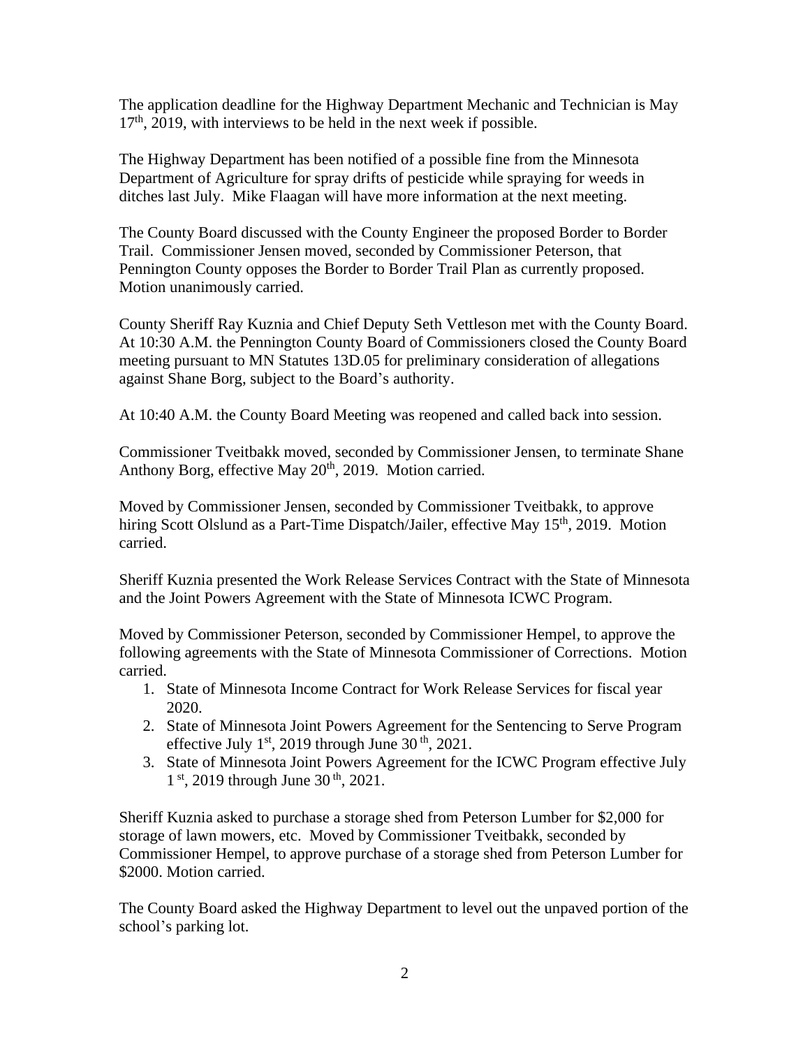The application deadline for the Highway Department Mechanic and Technician is May 17th, 2019, with interviews to be held in the next week if possible.

The Highway Department has been notified of a possible fine from the Minnesota Department of Agriculture for spray drifts of pesticide while spraying for weeds in ditches last July. Mike Flaagan will have more information at the next meeting.

The County Board discussed with the County Engineer the proposed Border to Border Trail. Commissioner Jensen moved, seconded by Commissioner Peterson, that Pennington County opposes the Border to Border Trail Plan as currently proposed. Motion unanimously carried.

County Sheriff Ray Kuznia and Chief Deputy Seth Vettleson met with the County Board. At 10:30 A.M. the Pennington County Board of Commissioners closed the County Board meeting pursuant to MN Statutes 13D.05 for preliminary consideration of allegations against Shane Borg, subject to the Board's authority.

At 10:40 A.M. the County Board Meeting was reopened and called back into session.

Commissioner Tveitbakk moved, seconded by Commissioner Jensen, to terminate Shane Anthony Borg, effective May 20th, 2019. Motion carried.

Moved by Commissioner Jensen, seconded by Commissioner Tveitbakk, to approve hiring Scott Olslund as a Part-Time Dispatch/Jailer, effective May 15th, 2019. Motion carried.

Sheriff Kuznia presented the Work Release Services Contract with the State of Minnesota and the Joint Powers Agreement with the State of Minnesota ICWC Program.

Moved by Commissioner Peterson, seconded by Commissioner Hempel, to approve the following agreements with the State of Minnesota Commissioner of Corrections. Motion carried.

1. State of Minnesota Income Contract for Work Release Services for fiscal year 2020.
2. State of Minnesota Joint Powers Agreement for the Sentencing to Serve Program effective July 1st, 2019 through June 30th, 2021.
3. State of Minnesota Joint Powers Agreement for the ICWC Program effective July 1st, 2019 through June 30th, 2021.

Sheriff Kuznia asked to purchase a storage shed from Peterson Lumber for $2,000 for storage of lawn mowers, etc. Moved by Commissioner Tveitbakk, seconded by Commissioner Hempel, to approve purchase of a storage shed from Peterson Lumber for $2000. Motion carried.

The County Board asked the Highway Department to level out the unpaved portion of the school's parking lot.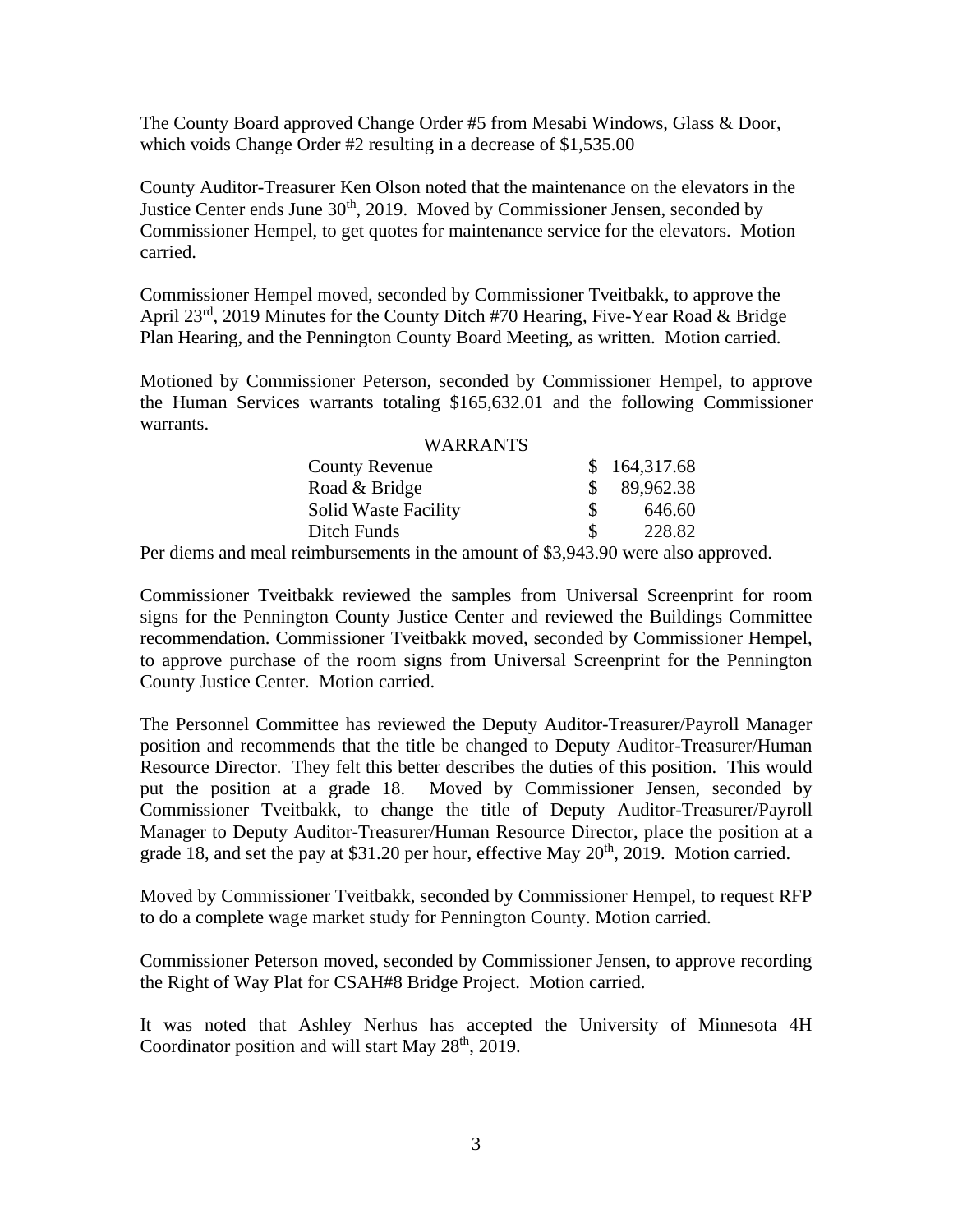The County Board approved Change Order #5 from Mesabi Windows, Glass & Door, which voids Change Order #2 resulting in a decrease of $1,535.00

County Auditor-Treasurer Ken Olson noted that the maintenance on the elevators in the Justice Center ends June 30th, 2019. Moved by Commissioner Jensen, seconded by Commissioner Hempel, to get quotes for maintenance service for the elevators. Motion carried.

Commissioner Hempel moved, seconded by Commissioner Tveitbakk, to approve the April 23rd, 2019 Minutes for the County Ditch #70 Hearing, Five-Year Road & Bridge Plan Hearing, and the Pennington County Board Meeting, as written. Motion carried.

Motioned by Commissioner Peterson, seconded by Commissioner Hempel, to approve the Human Services warrants totaling $165,632.01 and the following Commissioner warrants.

| WARRANTS | |
|---|---|
| County Revenue | $ 164,317.68 |
| Road & Bridge | $ 89,962.38 |
| Solid Waste Facility | $ 646.60 |
| Ditch Funds | $ 228.82 |

Per diems and meal reimbursements in the amount of $3,943.90 were also approved.

Commissioner Tveitbakk reviewed the samples from Universal Screenprint for room signs for the Pennington County Justice Center and reviewed the Buildings Committee recommendation. Commissioner Tveitbakk moved, seconded by Commissioner Hempel, to approve purchase of the room signs from Universal Screenprint for the Pennington County Justice Center. Motion carried.

The Personnel Committee has reviewed the Deputy Auditor-Treasurer/Payroll Manager position and recommends that the title be changed to Deputy Auditor-Treasurer/Human Resource Director. They felt this better describes the duties of this position. This would put the position at a grade 18. Moved by Commissioner Jensen, seconded by Commissioner Tveitbakk, to change the title of Deputy Auditor-Treasurer/Payroll Manager to Deputy Auditor-Treasurer/Human Resource Director, place the position at a grade 18, and set the pay at $31.20 per hour, effective May 20th, 2019. Motion carried.

Moved by Commissioner Tveitbakk, seconded by Commissioner Hempel, to request RFP to do a complete wage market study for Pennington County. Motion carried.

Commissioner Peterson moved, seconded by Commissioner Jensen, to approve recording the Right of Way Plat for CSAH#8 Bridge Project. Motion carried.

It was noted that Ashley Nerhus has accepted the University of Minnesota 4H Coordinator position and will start May 28th, 2019.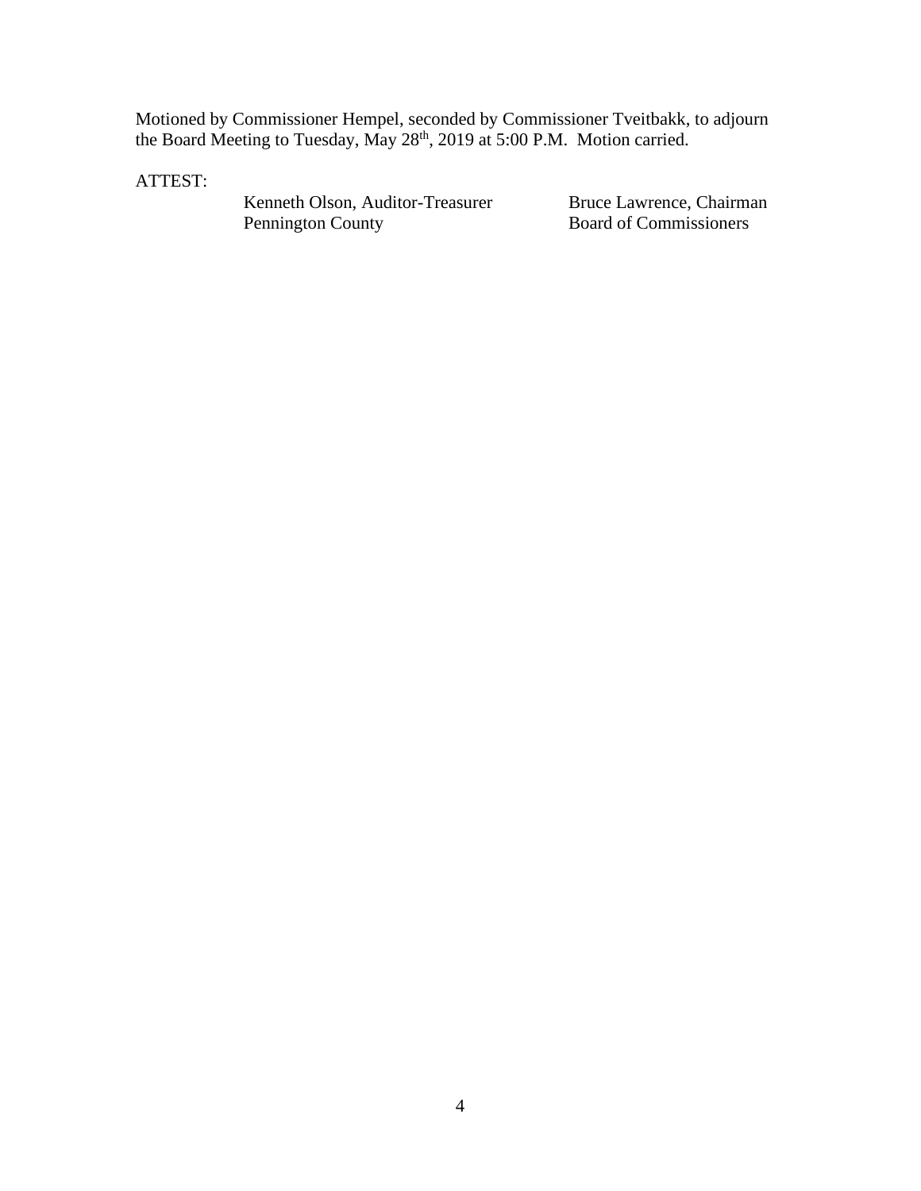Motioned by Commissioner Hempel, seconded by Commissioner Tveitbakk, to adjourn the Board Meeting to Tuesday, May 28th, 2019 at 5:00 P.M. Motion carried.

ATTEST:

| | |
|---|---|
| Kenneth Olson, Auditor-Treasurer | Bruce Lawrence, Chairman |
| Pennington County | Board of Commissioners |